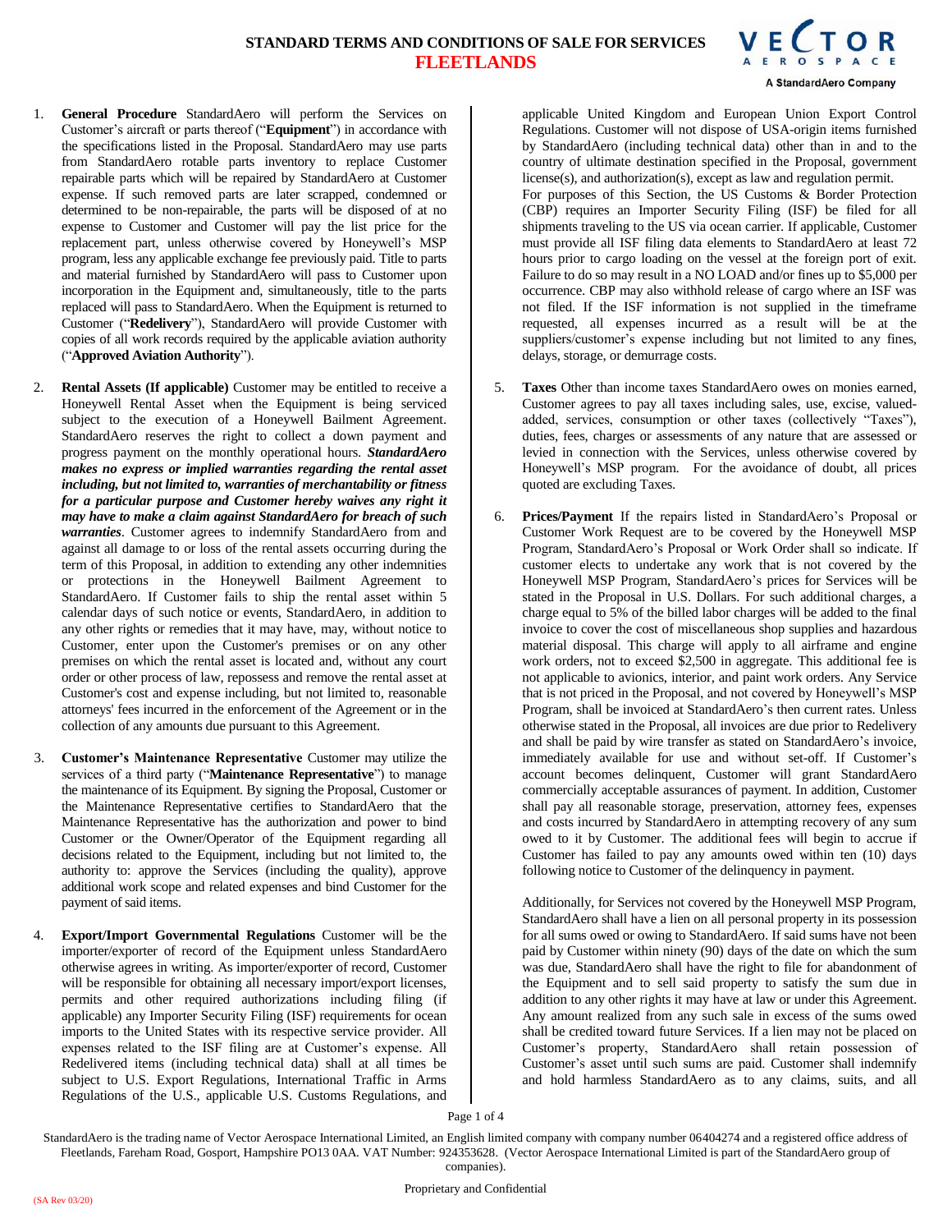# STANDARD TERMS AND CONDITIONS OF SALE FOR SERVICES

## FLEETLANDS

VECTOR AEROSPACE
A StandardAero Company

1. **General Procedure** StandardAero will perform the Services on Customer's aircraft or parts thereof ("**Equipment**") in accordance with the specifications listed in the Proposal. StandardAero may use parts from StandardAero rotable parts inventory to replace Customer repairable parts which will be repaired by StandardAero at Customer expense. If such removed parts are later scrapped, condemned or determined to be non-repairable, the parts will be disposed of at no expense to Customer and Customer will pay the list price for the replacement part, unless otherwise covered by Honeywell's MSP program, less any applicable exchange fee previously paid. Title to parts and material furnished by StandardAero will pass to Customer upon incorporation in the Equipment and, simultaneously, title to the parts replaced will pass to StandardAero. When the Equipment is returned to Customer ("**Redelivery**"), StandardAero will provide Customer with copies of all work records required by the applicable aviation authority ("**Approved Aviation Authority**").

2. **Rental Assets (If applicable)** Customer may be entitled to receive a Honeywell Rental Asset when the Equipment is being serviced subject to the execution of a Honeywell Bailment Agreement. StandardAero reserves the right to collect a down payment and progress payment on the monthly operational hours. ***StandardAero makes no express or implied warranties regarding the rental asset including, but not limited to, warranties of merchantability or fitness for a particular purpose and Customer hereby waives any right it may have to make a claim against StandardAero for breach of such warranties***. Customer agrees to indemnify StandardAero from and against all damage to or loss of the rental assets occurring during the term of this Proposal, in addition to extending any other indemnities or protections in the Honeywell Bailment Agreement to StandardAero. If Customer fails to ship the rental asset within 5 calendar days of such notice or events, StandardAero, in addition to any other rights or remedies that it may have, may, without notice to Customer, enter upon the Customer's premises or on any other premises on which the rental asset is located and, without any court order or other process of law, repossess and remove the rental asset at Customer's cost and expense including, but not limited to, reasonable attorneys' fees incurred in the enforcement of the Agreement or in the collection of any amounts due pursuant to this Agreement.

3. **Customer's Maintenance Representative** Customer may utilize the services of a third party ("**Maintenance Representative**") to manage the maintenance of its Equipment. By signing the Proposal, Customer or the Maintenance Representative certifies to StandardAero that the Maintenance Representative has the authorization and power to bind Customer or the Owner/Operator of the Equipment regarding all decisions related to the Equipment, including but not limited to, the authority to: approve the Services (including the quality), approve additional work scope and related expenses and bind Customer for the payment of said items.

4. **Export/Import Governmental Regulations** Customer will be the importer/exporter of record of the Equipment unless StandardAero otherwise agrees in writing. As importer/exporter of record, Customer will be responsible for obtaining all necessary import/export licenses, permits and other required authorizations including filing (if applicable) any Importer Security Filing (ISF) requirements for ocean imports to the United States with its respective service provider. All expenses related to the ISF filing are at Customer's expense. All Redelivered items (including technical data) shall at all times be subject to U.S. Export Regulations, International Traffic in Arms Regulations of the U.S., applicable U.S. Customs Regulations, and applicable United Kingdom and European Union Export Control Regulations. Customer will not dispose of USA-origin items furnished by StandardAero (including technical data) other than in and to the country of ultimate destination specified in the Proposal, government license(s), and authorization(s), except as law and regulation permit.
For purposes of this Section, the US Customs & Border Protection (CBP) requires an Importer Security Filing (ISF) be filed for all shipments traveling to the US via ocean carrier. If applicable, Customer must provide all ISF filing data elements to StandardAero at least 72 hours prior to cargo loading on the vessel at the foreign port of exit. Failure to do so may result in a NO LOAD and/or fines up to $5,000 per occurrence. CBP may also withhold release of cargo where an ISF was not filed. If the ISF information is not supplied in the timeframe requested, all expenses incurred as a result will be at the suppliers/customer's expense including but not limited to any fines, delays, storage, or demurrage costs.

5. **Taxes** Other than income taxes StandardAero owes on monies earned, Customer agrees to pay all taxes including sales, use, excise, valued-added, services, consumption or other taxes (collectively "Taxes"), duties, fees, charges or assessments of any nature that are assessed or levied in connection with the Services, unless otherwise covered by Honeywell's MSP program. For the avoidance of doubt, all prices quoted are excluding Taxes.

6. **Prices/Payment** If the repairs listed in StandardAero's Proposal or Customer Work Request are to be covered by the Honeywell MSP Program, StandardAero's Proposal or Work Order shall so indicate. If customer elects to undertake any work that is not covered by the Honeywell MSP Program, StandardAero's prices for Services will be stated in the Proposal in U.S. Dollars. For such additional charges, a charge equal to 5% of the billed labor charges will be added to the final invoice to cover the cost of miscellaneous shop supplies and hazardous material disposal. This charge will apply to all airframe and engine work orders, not to exceed $2,500 in aggregate. This additional fee is not applicable to avionics, interior, and paint work orders. Any Service that is not priced in the Proposal, and not covered by Honeywell's MSP Program, shall be invoiced at StandardAero's then current rates. Unless otherwise stated in the Proposal, all invoices are due prior to Redelivery and shall be paid by wire transfer as stated on StandardAero's invoice, immediately available for use and without set-off. If Customer's account becomes delinquent, Customer will grant StandardAero commercially acceptable assurances of payment. In addition, Customer shall pay all reasonable storage, preservation, attorney fees, expenses and costs incurred by StandardAero in attempting recovery of any sum owed to it by Customer. The additional fees will begin to accrue if Customer has failed to pay any amounts owed within ten (10) days following notice to Customer of the delinquency in payment.

   Additionally, for Services not covered by the Honeywell MSP Program, StandardAero shall have a lien on all personal property in its possession for all sums owed or owing to StandardAero. If said sums have not been paid by Customer within ninety (90) days of the date on which the sum was due, StandardAero shall have the right to file for abandonment of the Equipment and to sell said property to satisfy the sum due in addition to any other rights it may have at law or under this Agreement. Any amount realized from any such sale in excess of the sums owed shall be credited toward future Services. If a lien may not be placed on Customer's property, StandardAero shall retain possession of Customer's asset until such sums are paid. Customer shall indemnify and hold harmless StandardAero as to any claims, suits, and all

StandardAero is the trading name of Vector Aerospace International Limited, an English limited company with company number 06404274 and a registered office address of Fleetlands, Fareham Road, Gosport, Hampshire PO13 0AA. VAT Number: 924353628. (Vector Aerospace International Limited is part of the StandardAero group of companies).

Proprietary and Confidential

(SA Rev 03/20)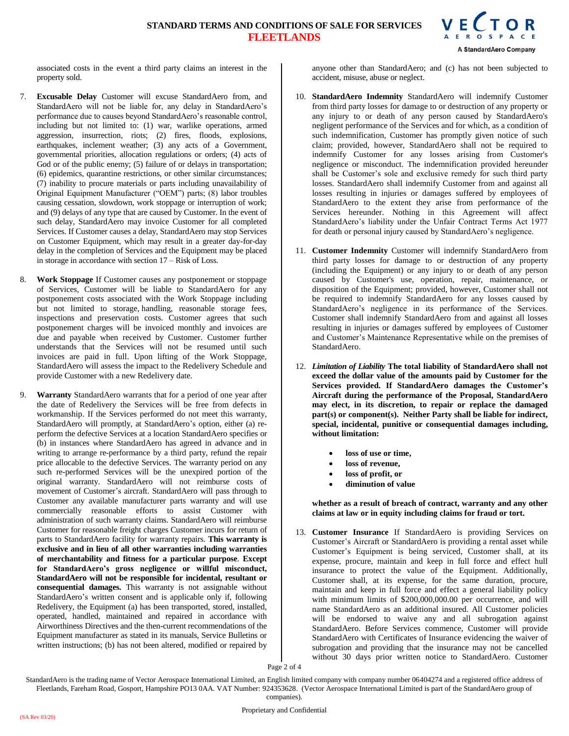associated costs in the event a third party claims an interest in the property sold.

7. **Excusable Delay** Customer will excuse StandardAero from, and StandardAero will not be liable for, any delay in StandardAero's performance due to causes beyond StandardAero's reasonable control, including but not limited to: (1) war, warlike operations, armed aggression, insurrection, riots; (2) fires, floods, explosions, earthquakes, inclement weather; (3) any acts of a Government, governmental priorities, allocation regulations or orders; (4) acts of God or of the public enemy; (5) failure of or delays in transportation; (6) epidemics, quarantine restrictions, or other similar circumstances; (7) inability to procure materials or parts including unavailability of Original Equipment Manufacturer ("OEM") parts; (8) labor troubles causing cessation, slowdown, work stoppage or interruption of work; and (9) delays of any type that are caused by Customer. In the event of such delay, StandardAero may invoice Customer for all completed Services. If Customer causes a delay, StandardAero may stop Services on Customer Equipment, which may result in a greater day-for-day delay in the completion of Services and the Equipment may be placed in storage in accordance with section 17 – Risk of Loss.

8. **Work Stoppage** If Customer causes any postponement or stoppage of Services, Customer will be liable to StandardAero for any postponement costs associated with the Work Stoppage including but not limited to storage, handling, reasonable storage fees, inspections and preservation costs. Customer agrees that such postponement charges will be invoiced monthly and invoices are due and payable when received by Customer. Customer further understands that the Services will not be resumed until such invoices are paid in full. Upon lifting of the Work Stoppage, StandardAero will assess the impact to the Redelivery Schedule and provide Customer with a new Redelivery date.

9. **Warranty** StandardAero warrants that for a period of one year after the date of Redelivery the Services will be free from defects in workmanship. If the Services performed do not meet this warranty, StandardAero will promptly, at StandardAero's option, either (a) re-perform the defective Services at a location StandardAero specifies or (b) in instances where StandardAero has agreed in advance and in writing to arrange re-performance by a third party, refund the repair price allocable to the defective Services. The warranty period on any such re-performed Services will be the unexpired portion of the original warranty. StandardAero will not reimburse costs of movement of Customer's aircraft. StandardAero will pass through to Customer any available manufacturer parts warranty and will use commercially reasonable efforts to assist Customer with administration of such warranty claims. StandardAero will reimburse Customer for reasonable freight charges Customer incurs for return of parts to StandardAero facility for warranty repairs. **This warranty is exclusive and in lieu of all other warranties including warranties of merchantability and fitness for a particular purpose**. **Except for StandardAero's gross negligence or willful misconduct, StandardAero will not be responsible for incidental, resultant or consequential damages.** This warranty is not assignable without StandardAero's written consent and is applicable only if, following Redelivery, the Equipment (a) has been transported, stored, installed, operated, handled, maintained and repaired in accordance with Airworthiness Directives and the then-current recommendations of the Equipment manufacturer as stated in its manuals, Service Bulletins or written instructions; (b) has not been altered, modified or repaired by anyone other than StandardAero; and (c) has not been subjected to accident, misuse, abuse or neglect.

10. **StandardAero Indemnity** StandardAero will indemnify Customer from third party losses for damage to or destruction of any property or any injury to or death of any person caused by StandardAero's negligent performance of the Services and for which, as a condition of such indemnification, Customer has promptly given notice of such claim; provided, however, StandardAero shall not be required to indemnify Customer for any losses arising from Customer's negligence or misconduct. The indemnification provided hereunder shall be Customer's sole and exclusive remedy for such third party losses. StandardAero shall indemnify Customer from and against all losses resulting in injuries or damages suffered by employees of StandardAero to the extent they arise from performance of the Services hereunder. Nothing in this Agreement will affect StandardAero's liability under the Unfair Contract Terms Act 1977 for death or personal injury caused by StandardAero's negligence.

11. **Customer Indemnity** Customer will indemnify StandardAero from third party losses for damage to or destruction of any property (including the Equipment) or any injury to or death of any person caused by Customer's use, operation, repair, maintenance, or disposition of the Equipment; provided, however, Customer shall not be required to indemnify StandardAero for any losses caused by StandardAero's negligence in its performance of the Services. Customer shall indemnify StandardAero from and against all losses resulting in injuries or damages suffered by employees of Customer and Customer's Maintenance Representative while on the premises of StandardAero.

12. ***Limitation of Liability*** **The total liability of StandardAero shall not exceed the dollar value of the amounts paid by Customer for the Services provided. If StandardAero damages the Customer's Aircraft during the performance of the Proposal, StandardAero may elect, in its discretion, to repair or replace the damaged part(s) or component(s). Neither Party shall be liable for indirect, special, incidental, punitive or consequential damages including, without limitation:**

    - **loss of use or time,**
    - **loss of revenue,**
    - **loss of profit, or**
    - **diminution of value**

    **whether as a result of breach of contract, warranty and any other claims at law or in equity including claims for fraud or tort.**

13. **Customer Insurance** If StandardAero is providing Services on Customer's Aircraft or StandardAero is providing a rental asset while Customer's Equipment is being serviced, Customer shall, at its expense, procure, maintain and keep in full force and effect hull insurance to protect the value of the Equipment. Additionally, Customer shall, at its expense, for the same duration, procure, maintain and keep in full force and effect a general liability policy with minimum limits of $200,000,000.00 per occurrence, and will name StandardAero as an additional insured. All Customer policies will be endorsed to waive any and all subrogation against StandardAero. Before Services commence, Customer will provide StandardAero with Certificates of Insurance evidencing the waiver of subrogation and providing that the insurance may not be cancelled without 30 days prior written notice to StandardAero. Customer

StandardAero is the trading name of Vector Aerospace International Limited, an English limited company with company number 06404274 and a registered office address of Fleetlands, Fareham Road, Gosport, Hampshire PO13 0AA. VAT Number: 924353628. (Vector Aerospace International Limited is part of the StandardAero group of companies).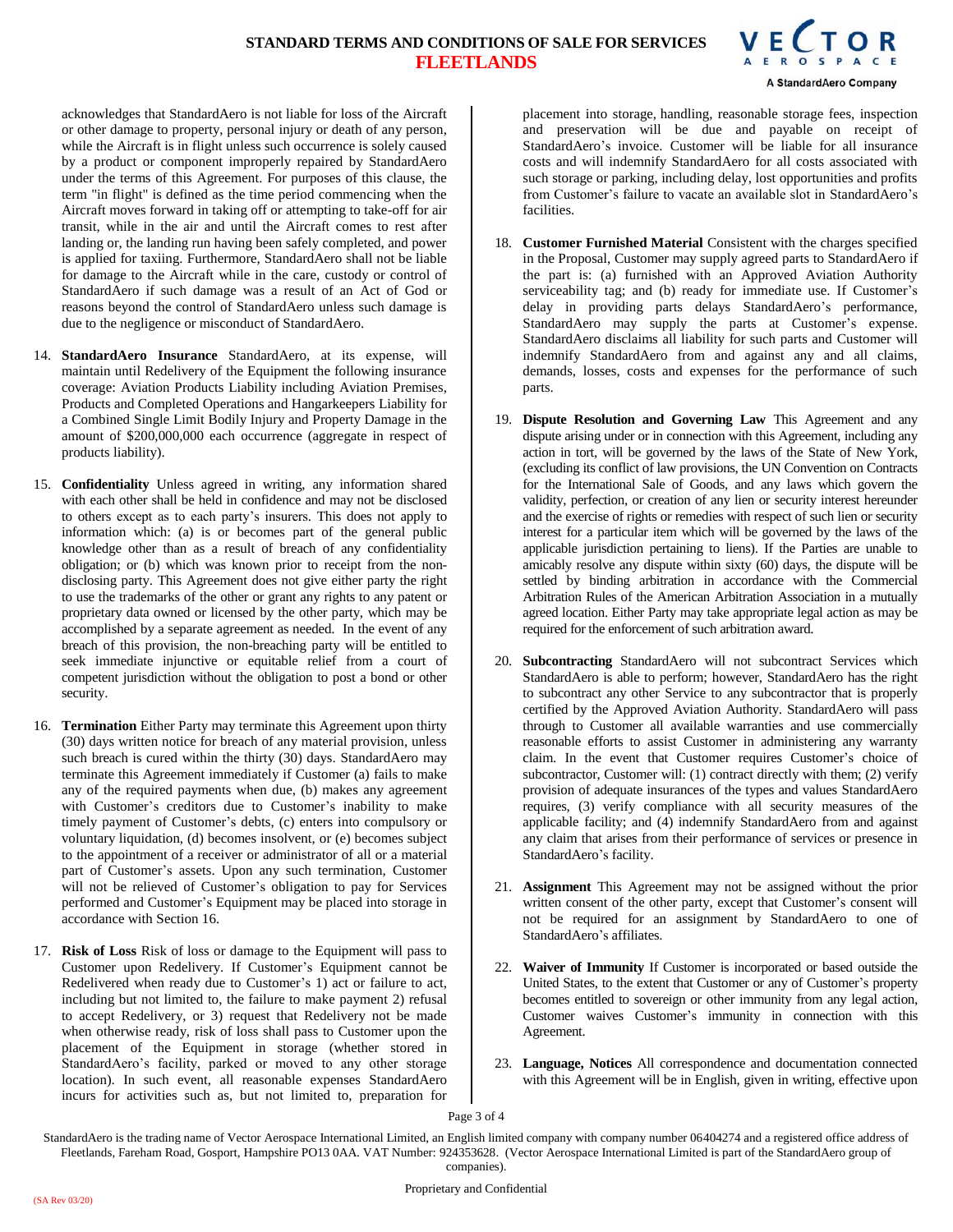acknowledges that StandardAero is not liable for loss of the Aircraft or other damage to property, personal injury or death of any person, while the Aircraft is in flight unless such occurrence is solely caused by a product or component improperly repaired by StandardAero under the terms of this Agreement. For purposes of this clause, the term "in flight" is defined as the time period commencing when the Aircraft moves forward in taking off or attempting to take-off for air transit, while in the air and until the Aircraft comes to rest after landing or, the landing run having been safely completed, and power is applied for taxiing. Furthermore, StandardAero shall not be liable for damage to the Aircraft while in the care, custody or control of StandardAero if such damage was a result of an Act of God or reasons beyond the control of StandardAero unless such damage is due to the negligence or misconduct of StandardAero.

14. **StandardAero Insurance** StandardAero, at its expense, will maintain until Redelivery of the Equipment the following insurance coverage: Aviation Products Liability including Aviation Premises, Products and Completed Operations and Hangarkeepers Liability for a Combined Single Limit Bodily Injury and Property Damage in the amount of $200,000,000 each occurrence (aggregate in respect of products liability).

15. **Confidentiality** Unless agreed in writing, any information shared with each other shall be held in confidence and may not be disclosed to others except as to each party's insurers. This does not apply to information which: (a) is or becomes part of the general public knowledge other than as a result of breach of any confidentiality obligation; or (b) which was known prior to receipt from the non-disclosing party. This Agreement does not give either party the right to use the trademarks of the other or grant any rights to any patent or proprietary data owned or licensed by the other party, which may be accomplished by a separate agreement as needed. In the event of any breach of this provision, the non-breaching party will be entitled to seek immediate injunctive or equitable relief from a court of competent jurisdiction without the obligation to post a bond or other security.

16. **Termination** Either Party may terminate this Agreement upon thirty (30) days written notice for breach of any material provision, unless such breach is cured within the thirty (30) days. StandardAero may terminate this Agreement immediately if Customer (a) fails to make any of the required payments when due, (b) makes any agreement with Customer's creditors due to Customer's inability to make timely payment of Customer's debts, (c) enters into compulsory or voluntary liquidation, (d) becomes insolvent, or (e) becomes subject to the appointment of a receiver or administrator of all or a material part of Customer's assets. Upon any such termination, Customer will not be relieved of Customer's obligation to pay for Services performed and Customer's Equipment may be placed into storage in accordance with Section 16.

17. **Risk of Loss** Risk of loss or damage to the Equipment will pass to Customer upon Redelivery. If Customer's Equipment cannot be Redelivered when ready due to Customer's 1) act or failure to act, including but not limited to, the failure to make payment 2) refusal to accept Redelivery, or 3) request that Redelivery not be made when otherwise ready, risk of loss shall pass to Customer upon the placement of the Equipment in storage (whether stored in StandardAero's facility, parked or moved to any other storage location). In such event, all reasonable expenses StandardAero incurs for activities such as, but not limited to, preparation for placement into storage, handling, reasonable storage fees, inspection and preservation will be due and payable on receipt of StandardAero's invoice. Customer will be liable for all insurance costs and will indemnify StandardAero for all costs associated with such storage or parking, including delay, lost opportunities and profits from Customer's failure to vacate an available slot in StandardAero's facilities.

18. **Customer Furnished Material** Consistent with the charges specified in the Proposal, Customer may supply agreed parts to StandardAero if the part is: (a) furnished with an Approved Aviation Authority serviceability tag; and (b) ready for immediate use. If Customer's delay in providing parts delays StandardAero's performance, StandardAero may supply the parts at Customer's expense. StandardAero disclaims all liability for such parts and Customer will indemnify StandardAero from and against any and all claims, demands, losses, costs and expenses for the performance of such parts.

19. **Dispute Resolution and Governing Law** This Agreement and any dispute arising under or in connection with this Agreement, including any action in tort, will be governed by the laws of the State of New York, (excluding its conflict of law provisions, the UN Convention on Contracts for the International Sale of Goods, and any laws which govern the validity, perfection, or creation of any lien or security interest hereunder and the exercise of rights or remedies with respect of such lien or security interest for a particular item which will be governed by the laws of the applicable jurisdiction pertaining to liens). If the Parties are unable to amicably resolve any dispute within sixty (60) days, the dispute will be settled by binding arbitration in accordance with the Commercial Arbitration Rules of the American Arbitration Association in a mutually agreed location. Either Party may take appropriate legal action as may be required for the enforcement of such arbitration award.

20. **Subcontracting** StandardAero will not subcontract Services which StandardAero is able to perform; however, StandardAero has the right to subcontract any other Service to any subcontractor that is properly certified by the Approved Aviation Authority. StandardAero will pass through to Customer all available warranties and use commercially reasonable efforts to assist Customer in administering any warranty claim. In the event that Customer requires Customer's choice of subcontractor, Customer will: (1) contract directly with them; (2) verify provision of adequate insurances of the types and values StandardAero requires, (3) verify compliance with all security measures of the applicable facility; and (4) indemnify StandardAero from and against any claim that arises from their performance of services or presence in StandardAero's facility.

21. **Assignment** This Agreement may not be assigned without the prior written consent of the other party, except that Customer's consent will not be required for an assignment by StandardAero to one of StandardAero's affiliates.

22. **Waiver of Immunity** If Customer is incorporated or based outside the United States, to the extent that Customer or any of Customer's property becomes entitled to sovereign or other immunity from any legal action, Customer waives Customer's immunity in connection with this Agreement.

23. **Language, Notices** All correspondence and documentation connected with this Agreement will be in English, given in writing, effective upon

StandardAero is the trading name of Vector Aerospace International Limited, an English limited company with company number 06404274 and a registered office address of Fleetlands, Fareham Road, Gosport, Hampshire PO13 0AA. VAT Number: 924353628. (Vector Aerospace International Limited is part of the StandardAero group of companies).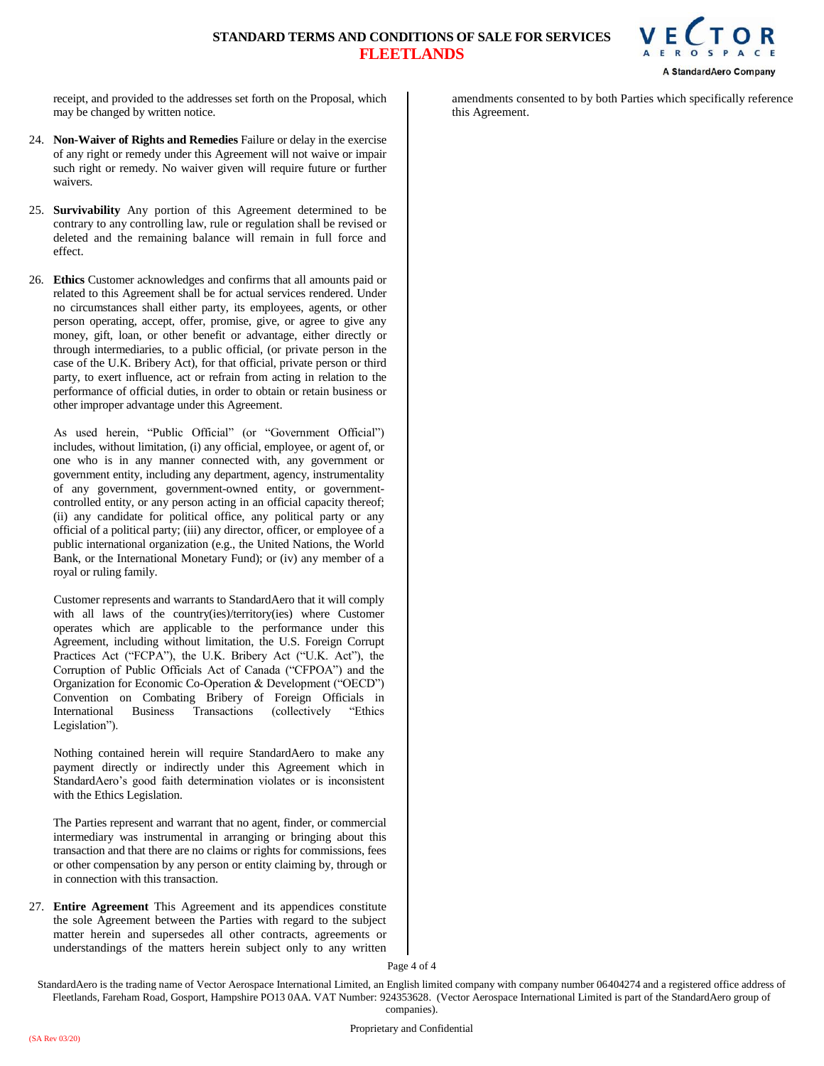receipt, and provided to the addresses set forth on the Proposal, which may be changed by written notice.

24. **Non-Waiver of Rights and Remedies** Failure or delay in the exercise of any right or remedy under this Agreement will not waive or impair such right or remedy. No waiver given will require future or further waivers.

25. **Survivability** Any portion of this Agreement determined to be contrary to any controlling law, rule or regulation shall be revised or deleted and the remaining balance will remain in full force and effect.

26. **Ethics** Customer acknowledges and confirms that all amounts paid or related to this Agreement shall be for actual services rendered. Under no circumstances shall either party, its employees, agents, or other person operating, accept, offer, promise, give, or agree to give any money, gift, loan, or other benefit or advantage, either directly or through intermediaries, to a public official, (or private person in the case of the U.K. Bribery Act), for that official, private person or third party, to exert influence, act or refrain from acting in relation to the performance of official duties, in order to obtain or retain business or other improper advantage under this Agreement.

    As used herein, "Public Official" (or "Government Official") includes, without limitation, (i) any official, employee, or agent of, or one who is in any manner connected with, any government or government entity, including any department, agency, instrumentality of any government, government-owned entity, or government-controlled entity, or any person acting in an official capacity thereof; (ii) any candidate for political office, any political party or any official of a political party; (iii) any director, officer, or employee of a public international organization (e.g., the United Nations, the World Bank, or the International Monetary Fund); or (iv) any member of a royal or ruling family.

    Customer represents and warrants to StandardAero that it will comply with all laws of the country(ies)/territory(ies) where Customer operates which are applicable to the performance under this Agreement, including without limitation, the U.S. Foreign Corrupt Practices Act ("FCPA"), the U.K. Bribery Act ("U.K. Act"), the Corruption of Public Officials Act of Canada ("CFPOA") and the Organization for Economic Co-Operation & Development ("OECD") Convention on Combating Bribery of Foreign Officials in International Business Transactions (collectively "Ethics Legislation").

    Nothing contained herein will require StandardAero to make any payment directly or indirectly under this Agreement which in StandardAero's good faith determination violates or is inconsistent with the Ethics Legislation.

    The Parties represent and warrant that no agent, finder, or commercial intermediary was instrumental in arranging or bringing about this transaction and that there are no claims or rights for commissions, fees or other compensation by any person or entity claiming by, through or in connection with this transaction.

27. **Entire Agreement** This Agreement and its appendices constitute the sole Agreement between the Parties with regard to the subject matter herein and supersedes all other contracts, agreements or understandings of the matters herein subject only to any written amendments consented to by both Parties which specifically reference this Agreement.

StandardAero is the trading name of Vector Aerospace International Limited, an English limited company with company number 06404274 and a registered office address of Fleetlands, Fareham Road, Gosport, Hampshire PO13 0AA. VAT Number: 924353628. (Vector Aerospace International Limited is part of the StandardAero group of companies).